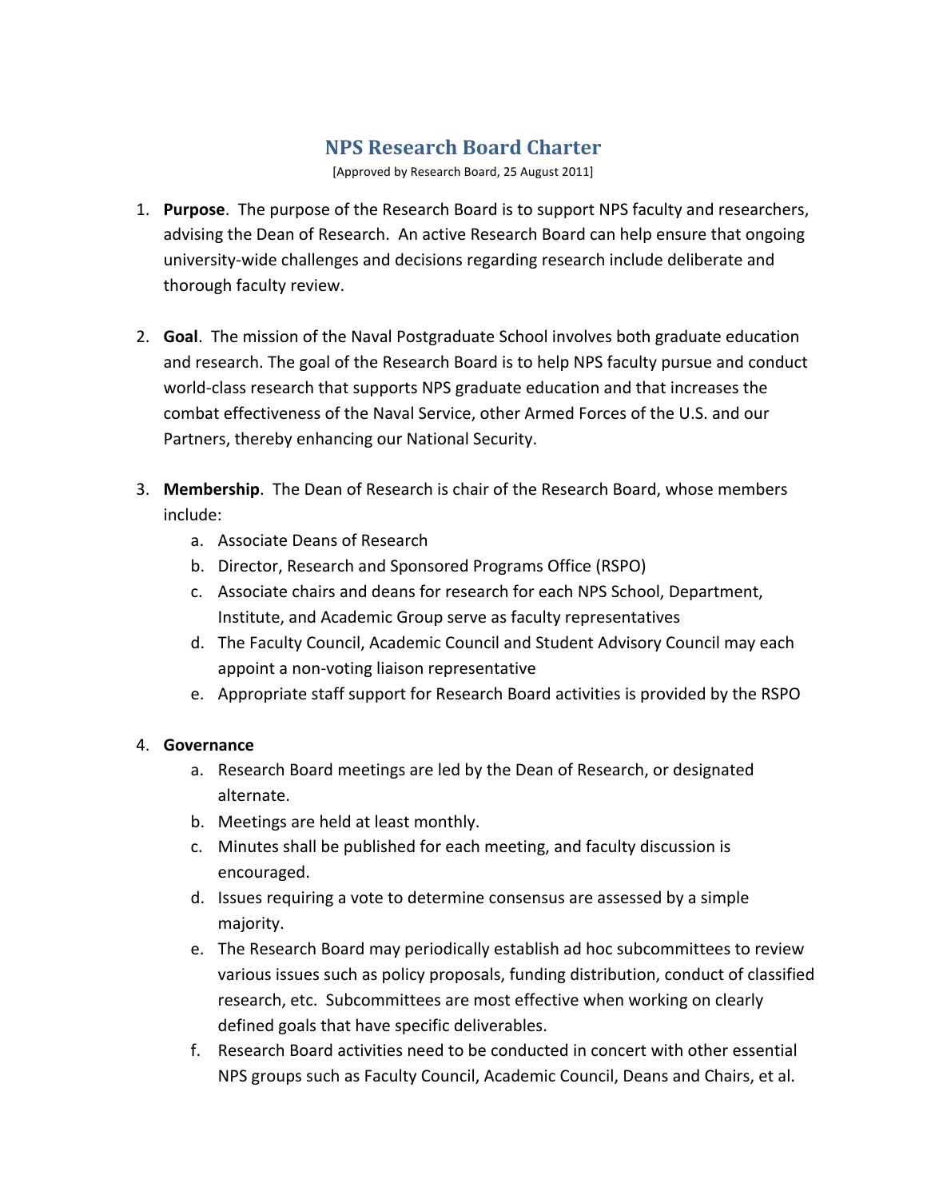# NPS Research Board Charter

[Approved by Research Board, 25 August 2011]

1. **Purpose**. The purpose of the Research Board is to support NPS faculty and researchers, advising the Dean of Research. An active Research Board can help ensure that ongoing university-wide challenges and decisions regarding research include deliberate and thorough faculty review.

2. **Goal**. The mission of the Naval Postgraduate School involves both graduate education and research. The goal of the Research Board is to help NPS faculty pursue and conduct world-class research that supports NPS graduate education and that increases the combat effectiveness of the Naval Service, other Armed Forces of the U.S. and our Partners, thereby enhancing our National Security.

3. **Membership**. The Dean of Research is chair of the Research Board, whose members include:
   a. Associate Deans of Research
   b. Director, Research and Sponsored Programs Office (RSPO)
   c. Associate chairs and deans for research for each NPS School, Department, Institute, and Academic Group serve as faculty representatives
   d. The Faculty Council, Academic Council and Student Advisory Council may each appoint a non-voting liaison representative
   e. Appropriate staff support for Research Board activities is provided by the RSPO

4. **Governance**
   a. Research Board meetings are led by the Dean of Research, or designated alternate.
   b. Meetings are held at least monthly.
   c. Minutes shall be published for each meeting, and faculty discussion is encouraged.
   d. Issues requiring a vote to determine consensus are assessed by a simple majority.
   e. The Research Board may periodically establish ad hoc subcommittees to review various issues such as policy proposals, funding distribution, conduct of classified research, etc. Subcommittees are most effective when working on clearly defined goals that have specific deliverables.
   f. Research Board activities need to be conducted in concert with other essential NPS groups such as Faculty Council, Academic Council, Deans and Chairs, et al.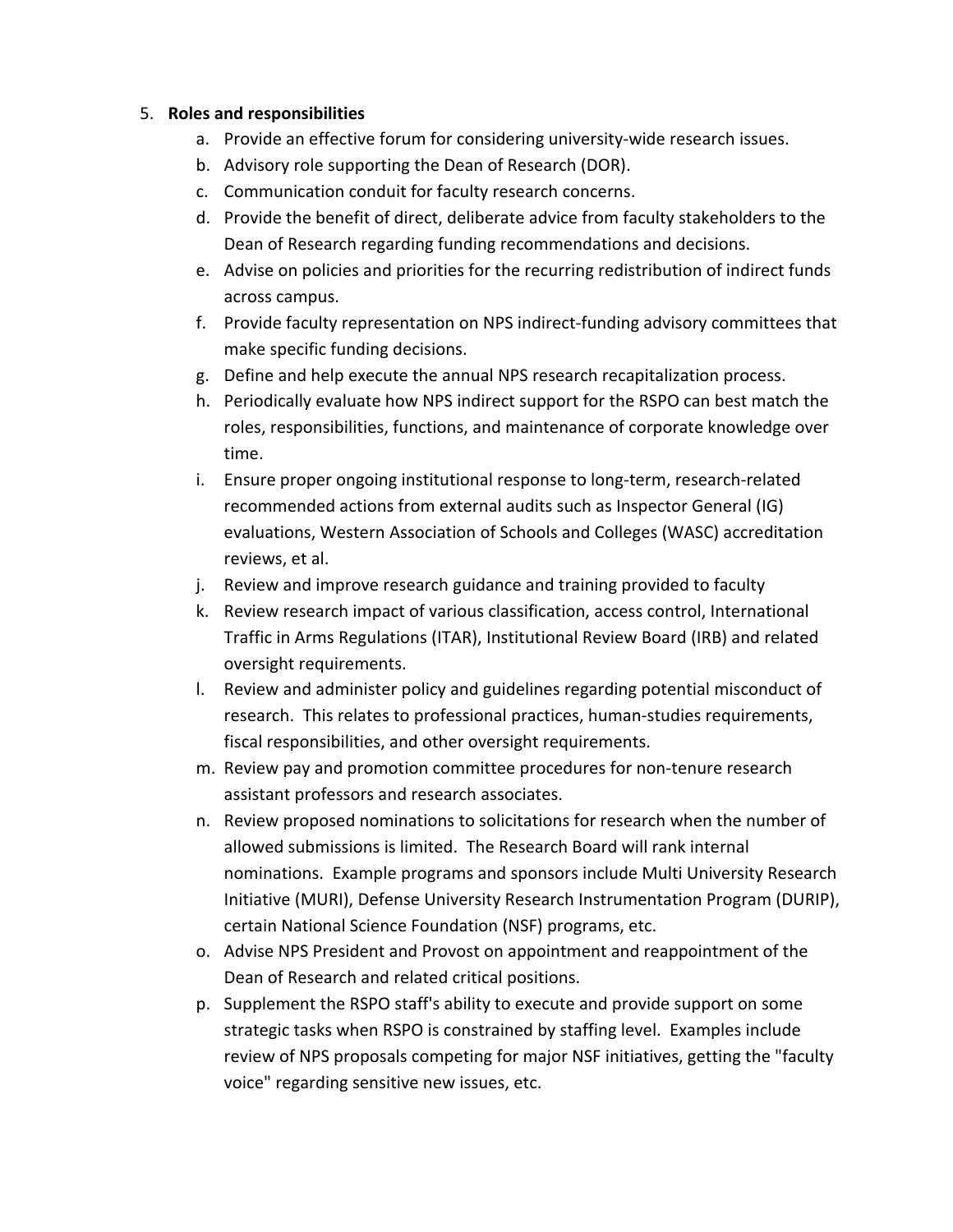5. **Roles and responsibilities**
    a. Provide an effective forum for considering university-wide research issues.
    b. Advisory role supporting the Dean of Research (DOR).
    c. Communication conduit for faculty research concerns.
    d. Provide the benefit of direct, deliberate advice from faculty stakeholders to the Dean of Research regarding funding recommendations and decisions.
    e. Advise on policies and priorities for the recurring redistribution of indirect funds across campus.
    f. Provide faculty representation on NPS indirect-funding advisory committees that make specific funding decisions.
    g. Define and help execute the annual NPS research recapitalization process.
    h. Periodically evaluate how NPS indirect support for the RSPO can best match the roles, responsibilities, functions, and maintenance of corporate knowledge over time.
    i. Ensure proper ongoing institutional response to long-term, research-related recommended actions from external audits such as Inspector General (IG) evaluations, Western Association of Schools and Colleges (WASC) accreditation reviews, et al.
    j. Review and improve research guidance and training provided to faculty
    k. Review research impact of various classification, access control, International Traffic in Arms Regulations (ITAR), Institutional Review Board (IRB) and related oversight requirements.
    l. Review and administer policy and guidelines regarding potential misconduct of research. This relates to professional practices, human-studies requirements, fiscal responsibilities, and other oversight requirements.
    m. Review pay and promotion committee procedures for non-tenure research assistant professors and research associates.
    n. Review proposed nominations to solicitations for research when the number of allowed submissions is limited. The Research Board will rank internal nominations. Example programs and sponsors include Multi University Research Initiative (MURI), Defense University Research Instrumentation Program (DURIP), certain National Science Foundation (NSF) programs, etc.
    o. Advise NPS President and Provost on appointment and reappointment of the Dean of Research and related critical positions.
    p. Supplement the RSPO staff's ability to execute and provide support on some strategic tasks when RSPO is constrained by staffing level. Examples include review of NPS proposals competing for major NSF initiatives, getting the "faculty voice" regarding sensitive new issues, etc.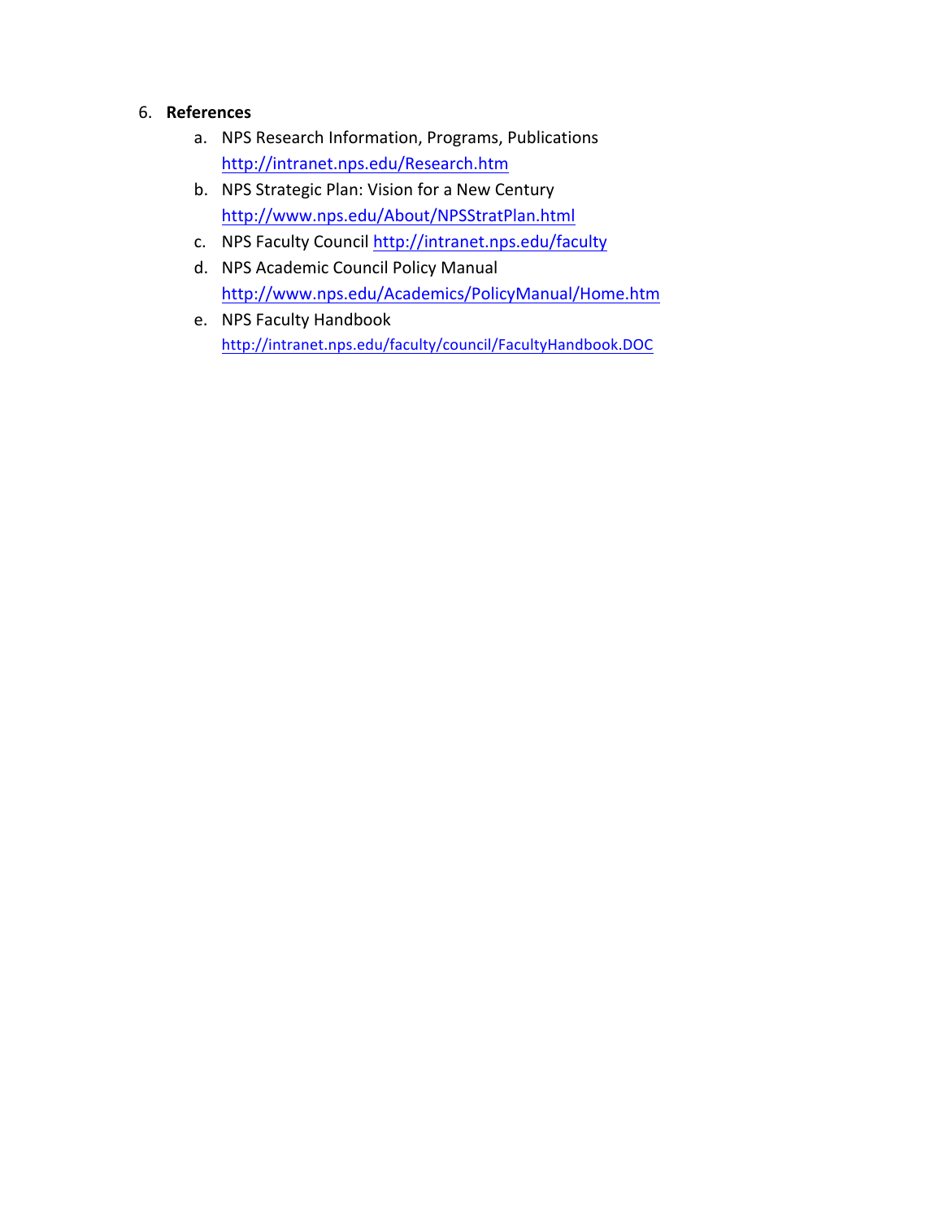6. **References**

   a. NPS Research Information, Programs, Publications
      http://intranet.nps.edu/Research.htm

   b. NPS Strategic Plan: Vision for a New Century
      http://www.nps.edu/About/NPSStratPlan.html

   c. NPS Faculty Council http://intranet.nps.edu/faculty

   d. NPS Academic Council Policy Manual
      http://www.nps.edu/Academics/PolicyManual/Home.htm

   e. NPS Faculty Handbook
      http://intranet.nps.edu/faculty/council/FacultyHandbook.DOC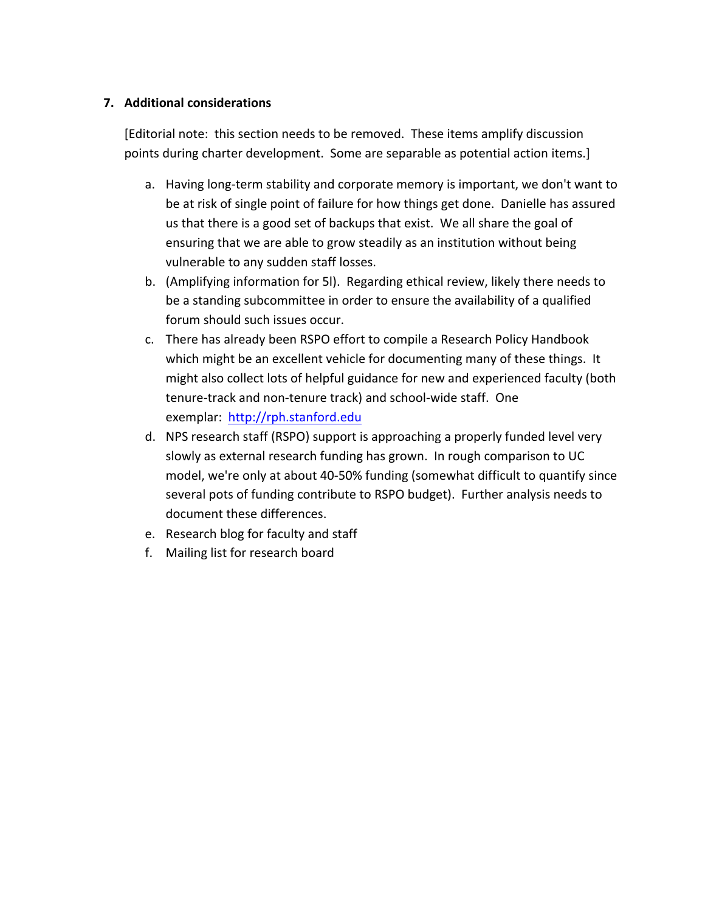## 7. Additional considerations

[Editorial note: this section needs to be removed. These items amplify discussion points during charter development. Some are separable as potential action items.]

a. Having long-term stability and corporate memory is important, we don't want to be at risk of single point of failure for how things get done. Danielle has assured us that there is a good set of backups that exist. We all share the goal of ensuring that we are able to grow steadily as an institution without being vulnerable to any sudden staff losses.
b. (Amplifying information for 5l). Regarding ethical review, likely there needs to be a standing subcommittee in order to ensure the availability of a qualified forum should such issues occur.
c. There has already been RSPO effort to compile a Research Policy Handbook which might be an excellent vehicle for documenting many of these things. It might also collect lots of helpful guidance for new and experienced faculty (both tenure-track and non-tenure track) and school-wide staff. One exemplar: [http://rph.stanford.edu](http://rph.stanford.edu)
d. NPS research staff (RSPO) support is approaching a properly funded level very slowly as external research funding has grown. In rough comparison to UC model, we're only at about 40-50% funding (somewhat difficult to quantify since several pots of funding contribute to RSPO budget). Further analysis needs to document these differences.
e. Research blog for faculty and staff
f. Mailing list for research board